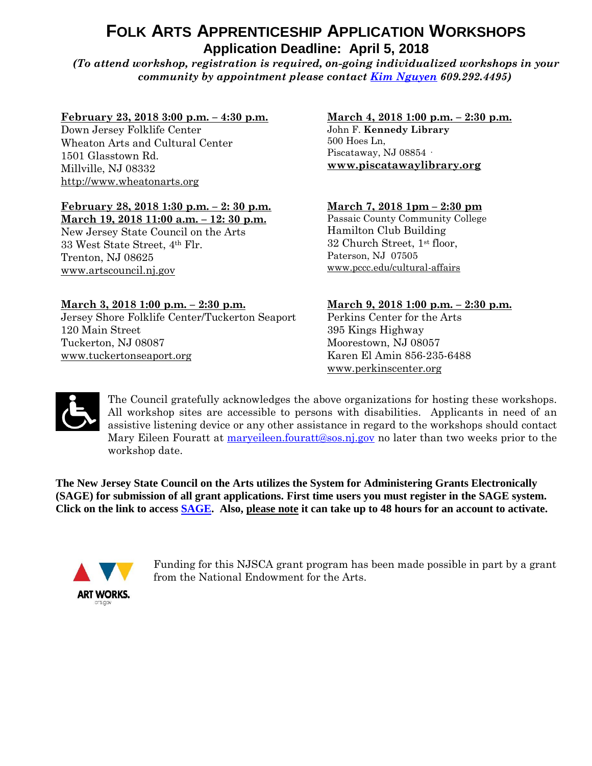# Folk Arts Apprenticeship Application Workshops

## Application Deadline: April 5, 2018

***(To attend workshop, registration is required, on-going individualized workshops in your community by appointment please contact [Kim Nguyen](#) 609.292.4495)***

**February 23, 2018 3:00 p.m. – 4:30 p.m.**
Down Jersey Folklife Center
Wheaton Arts and Cultural Center
1501 Glasstown Rd.
Millville, NJ 08332
http://www.wheatonarts.org

**February 28, 2018 1:30 p.m. – 2: 30 p.m.**
**March 19, 2018 11:00 a.m. – 12: 30 p.m.**
New Jersey State Council on the Arts
33 West State Street, 4th Flr.
Trenton, NJ 08625
www.artscouncil.nj.gov

**March 3, 2018 1:00 p.m. – 2:30 p.m.**
Jersey Shore Folklife Center/Tuckerton Seaport
120 Main Street
Tuckerton, NJ 08087
www.tuckertonseaport.org

**March 4, 2018 1:00 p.m. – 2:30 p.m.**
John F. **Kennedy Library**
500 Hoes Ln,
Piscataway, NJ 08854
**www.piscatawaylibrary.org**

**March 7, 2018 1pm – 2:30 pm**
Passaic County Community College
Hamilton Club Building
32 Church Street, 1st floor,
Paterson, NJ 07505
www.pccc.edu/cultural-affairs

**March 9, 2018 1:00 p.m. – 2:30 p.m.**
Perkins Center for the Arts
395 Kings Highway
Moorestown, NJ 08057
Karen El Amin 856-235-6488
www.perkinscenter.org

The Council gratefully acknowledges the above organizations for hosting these workshops. All workshop sites are accessible to persons with disabilities. Applicants in need of an assistive listening device or any other assistance in regard to the workshops should contact Mary Eileen Fouratt at maryeileen.fouratt@sos.nj.gov no later than two weeks prior to the workshop date.

**The New Jersey State Council on the Arts utilizes the System for Administering Grants Electronically (SAGE) for submission of all grant applications. First time users you must register in the SAGE system. Click on the link to access [SAGE](#). Also, please note it can take up to 48 hours for an account to activate.**

ART WORKS. arts.gov

Funding for this NJSCA grant program has been made possible in part by a grant from the National Endowment for the Arts.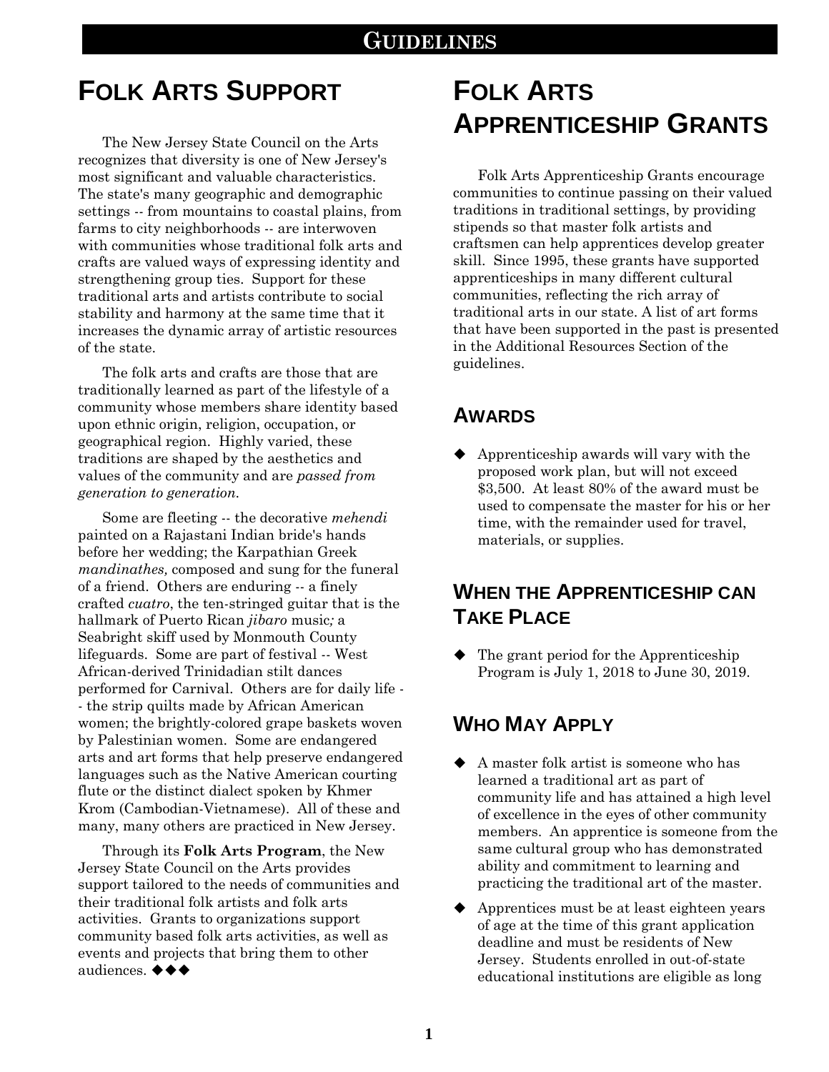# Folk Arts Support

The New Jersey State Council on the Arts recognizes that diversity is one of New Jersey's most significant and valuable characteristics. The state's many geographic and demographic settings -- from mountains to coastal plains, from farms to city neighborhoods -- are interwoven with communities whose traditional folk arts and crafts are valued ways of expressing identity and strengthening group ties. Support for these traditional arts and artists contribute to social stability and harmony at the same time that it increases the dynamic array of artistic resources of the state.

The folk arts and crafts are those that are traditionally learned as part of the lifestyle of a community whose members share identity based upon ethnic origin, religion, occupation, or geographical region. Highly varied, these traditions are shaped by the aesthetics and values of the community and are *passed from generation to generation.*

Some are fleeting -- the decorative *mehendi* painted on a Rajastani Indian bride's hands before her wedding; the Karpathian Greek *mandinathes,* composed and sung for the funeral of a friend. Others are enduring -- a finely crafted *cuatro*, the ten-stringed guitar that is the hallmark of Puerto Rican *jibaro* music*;* a Seabright skiff used by Monmouth County lifeguards. Some are part of festival -- West African-derived Trinidadian stilt dances performed for Carnival. Others are for daily life -- the strip quilts made by African American women; the brightly-colored grape baskets woven by Palestinian women. Some are endangered arts and art forms that help preserve endangered languages such as the Native American courting flute or the distinct dialect spoken by Khmer Krom (Cambodian-Vietnamese). All of these and many, many others are practiced in New Jersey.

Through its **Folk Arts Program**, the New Jersey State Council on the Arts provides support tailored to the needs of communities and their traditional folk artists and folk arts activities. Grants to organizations support community based folk arts activities, as well as events and projects that bring them to other audiences. ◆◆◆

# Folk Arts Apprenticeship Grants

Folk Arts Apprenticeship Grants encourage communities to continue passing on their valued traditions in traditional settings, by providing stipends so that master folk artists and craftsmen can help apprentices develop greater skill. Since 1995, these grants have supported apprenticeships in many different cultural communities, reflecting the rich array of traditional arts in our state. A list of art forms that have been supported in the past is presented in the Additional Resources Section of the guidelines.

## Awards

- Apprenticeship awards will vary with the proposed work plan, but will not exceed $3,500. At least 80% of the award must be used to compensate the master for his or her time, with the remainder used for travel, materials, or supplies.

## When the Apprenticeship can Take Place

- The grant period for the Apprenticeship Program is July 1, 2018 to June 30, 2019.

## Who May Apply

- A master folk artist is someone who has learned a traditional art as part of community life and has attained a high level of excellence in the eyes of other community members. An apprentice is someone from the same cultural group who has demonstrated ability and commitment to learning and practicing the traditional art of the master.
- Apprentices must be at least eighteen years of age at the time of this grant application deadline and must be residents of New Jersey. Students enrolled in out-of-state educational institutions are eligible as long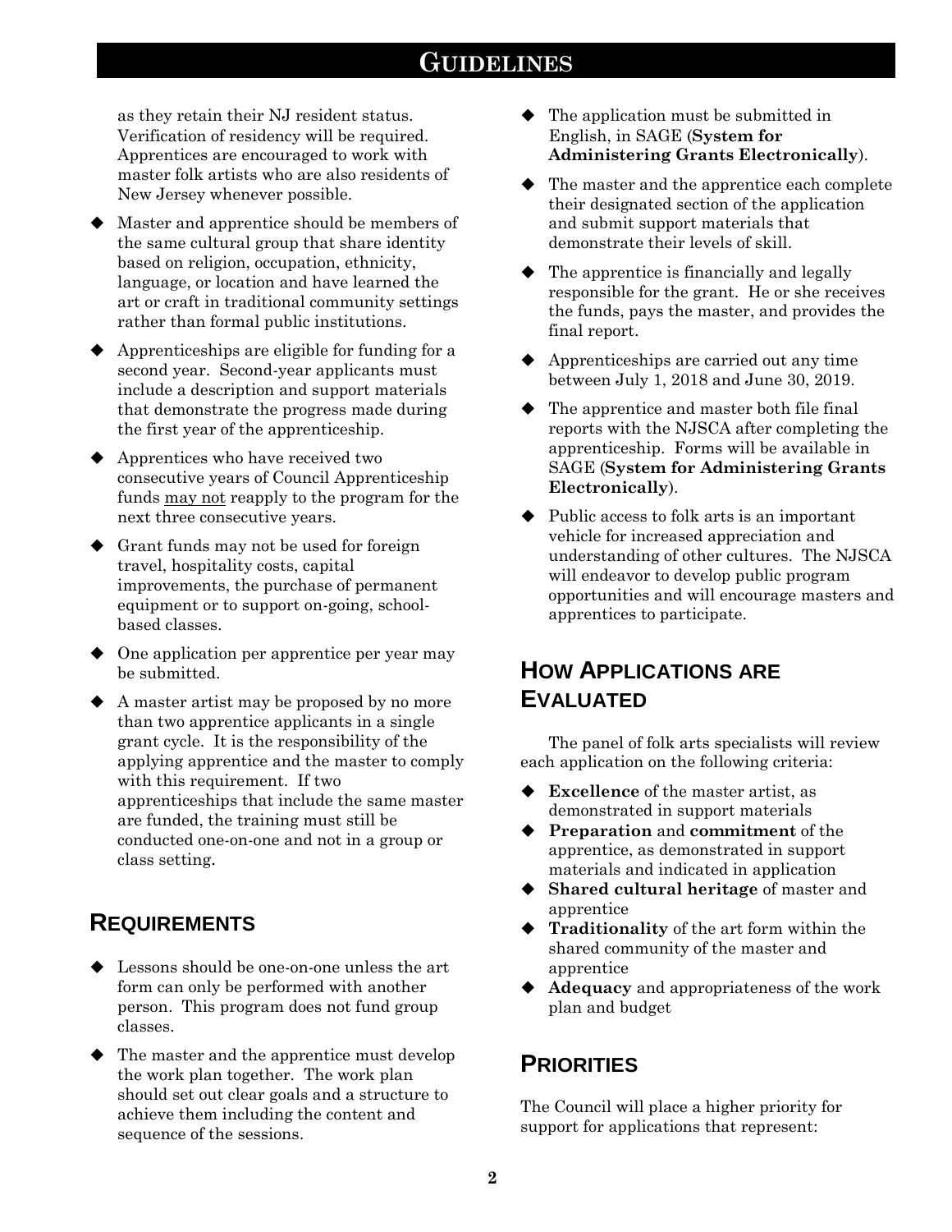as they retain their NJ resident status. Verification of residency will be required. Apprentices are encouraged to work with master folk artists who are also residents of New Jersey whenever possible.

- Master and apprentice should be members of the same cultural group that share identity based on religion, occupation, ethnicity, language, or location and have learned the art or craft in traditional community settings rather than formal public institutions.
- Apprenticeships are eligible for funding for a second year. Second-year applicants must include a description and support materials that demonstrate the progress made during the first year of the apprenticeship.
- Apprentices who have received two consecutive years of Council Apprenticeship funds <u>may not</u> reapply to the program for the next three consecutive years.
- Grant funds may not be used for foreign travel, hospitality costs, capital improvements, the purchase of permanent equipment or to support on-going, school-based classes.
- One application per apprentice per year may be submitted.
- A master artist may be proposed by no more than two apprentice applicants in a single grant cycle. It is the responsibility of the applying apprentice and the master to comply with this requirement. If two apprenticeships that include the same master are funded, the training must still be conducted one-on-one and not in a group or class setting.

## Requirements

- Lessons should be one-on-one unless the art form can only be performed with another person. This program does not fund group classes.
- The master and the apprentice must develop the work plan together. The work plan should set out clear goals and a structure to achieve them including the content and sequence of the sessions.
- The application must be submitted in English, in SAGE (**System for Administering Grants Electronically**).
- The master and the apprentice each complete their designated section of the application and submit support materials that demonstrate their levels of skill.
- The apprentice is financially and legally responsible for the grant. He or she receives the funds, pays the master, and provides the final report.
- Apprenticeships are carried out any time between July 1, 2018 and June 30, 2019.
- The apprentice and master both file final reports with the NJSCA after completing the apprenticeship. Forms will be available in SAGE (**System for Administering Grants Electronically**).
- Public access to folk arts is an important vehicle for increased appreciation and understanding of other cultures. The NJSCA will endeavor to develop public program opportunities and will encourage masters and apprentices to participate.

## How Applications are Evaluated

The panel of folk arts specialists will review each application on the following criteria:

- **Excellence** of the master artist, as demonstrated in support materials
- **Preparation** and **commitment** of the apprentice, as demonstrated in support materials and indicated in application
- **Shared cultural heritage** of master and apprentice
- **Traditionality** of the art form within the shared community of the master and apprentice
- **Adequacy** and appropriateness of the work plan and budget

## Priorities

The Council will place a higher priority for support for applications that represent: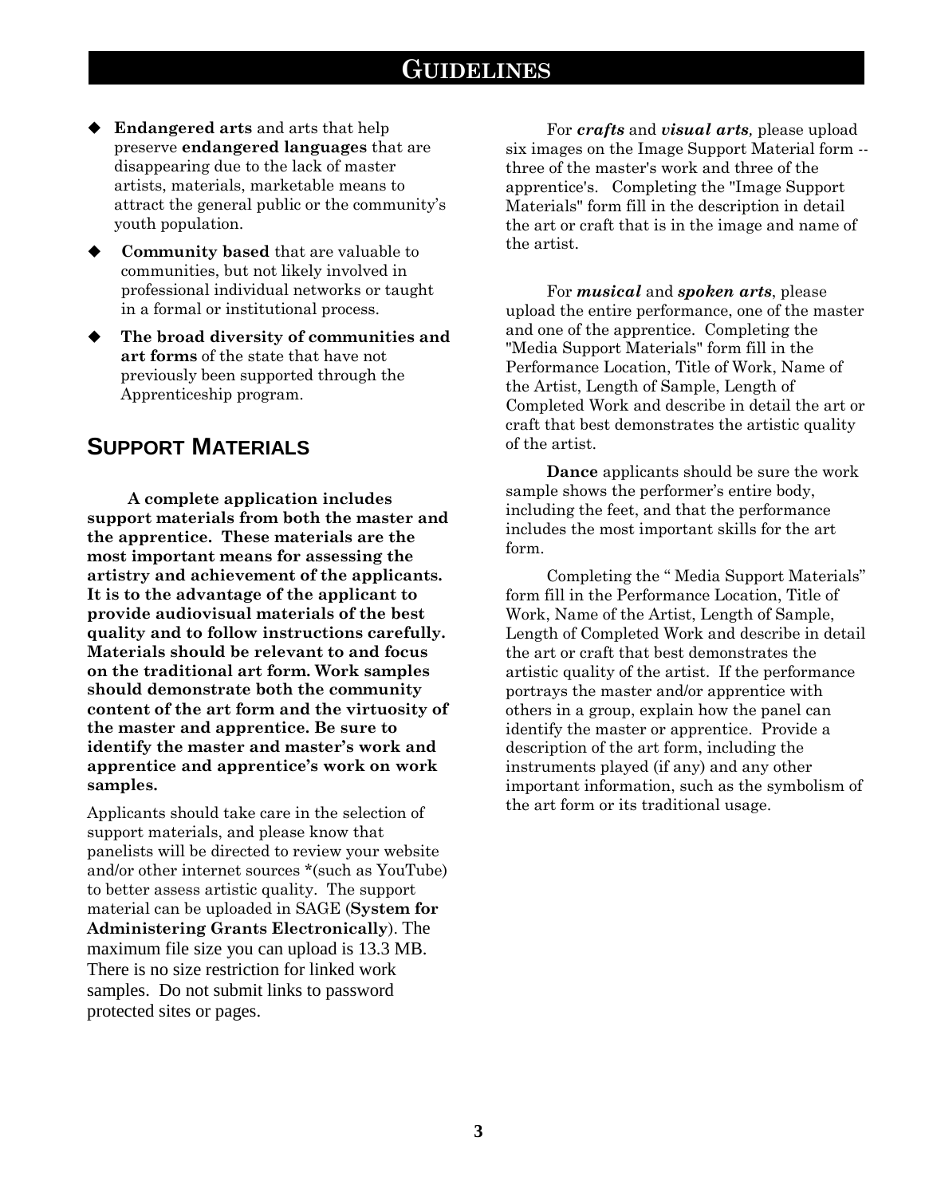# GUIDELINES

- **Endangered arts** and arts that help preserve **endangered languages** that are disappearing due to the lack of master artists, materials, marketable means to attract the general public or the community's youth population.
- **Community based** that are valuable to communities, but not likely involved in professional individual networks or taught in a formal or institutional process.
- **The broad diversity of communities and art forms** of the state that have not previously been supported through the Apprenticeship program.

## SUPPORT MATERIALS

**A complete application includes support materials from both the master and the apprentice. These materials are the most important means for assessing the artistry and achievement of the applicants. It is to the advantage of the applicant to provide audiovisual materials of the best quality and to follow instructions carefully. Materials should be relevant to and focus on the traditional art form. Work samples should demonstrate both the community content of the art form and the virtuosity of the master and apprentice. Be sure to identify the master and master's work and apprentice and apprentice's work on work samples.**

Applicants should take care in the selection of support materials, and please know that panelists will be directed to review your website and/or other internet sources *(such as YouTube) to better assess artistic quality. The support material can be uploaded in SAGE (**System for Administering Grants Electronically**). The maximum file size you can upload is 13.3 MB. There is no size restriction for linked work samples. Do not submit links to password protected sites or pages.

For ***crafts*** and ***visual arts***, please upload six images on the Image Support Material form -- three of the master's work and three of the apprentice's. Completing the "Image Support Materials" form fill in the description in detail the art or craft that is in the image and name of the artist.

For ***musical*** and ***spoken arts***, please upload the entire performance, one of the master and one of the apprentice. Completing the "Media Support Materials" form fill in the Performance Location, Title of Work, Name of the Artist, Length of Sample, Length of Completed Work and describe in detail the art or craft that best demonstrates the artistic quality of the artist.

**Dance** applicants should be sure the work sample shows the performer's entire body, including the feet, and that the performance includes the most important skills for the art form.

Completing the " Media Support Materials" form fill in the Performance Location, Title of Work, Name of the Artist, Length of Sample, Length of Completed Work and describe in detail the art or craft that best demonstrates the artistic quality of the artist. If the performance portrays the master and/or apprentice with others in a group, explain how the panel can identify the master or apprentice. Provide a description of the art form, including the instruments played (if any) and any other important information, such as the symbolism of the art form or its traditional usage.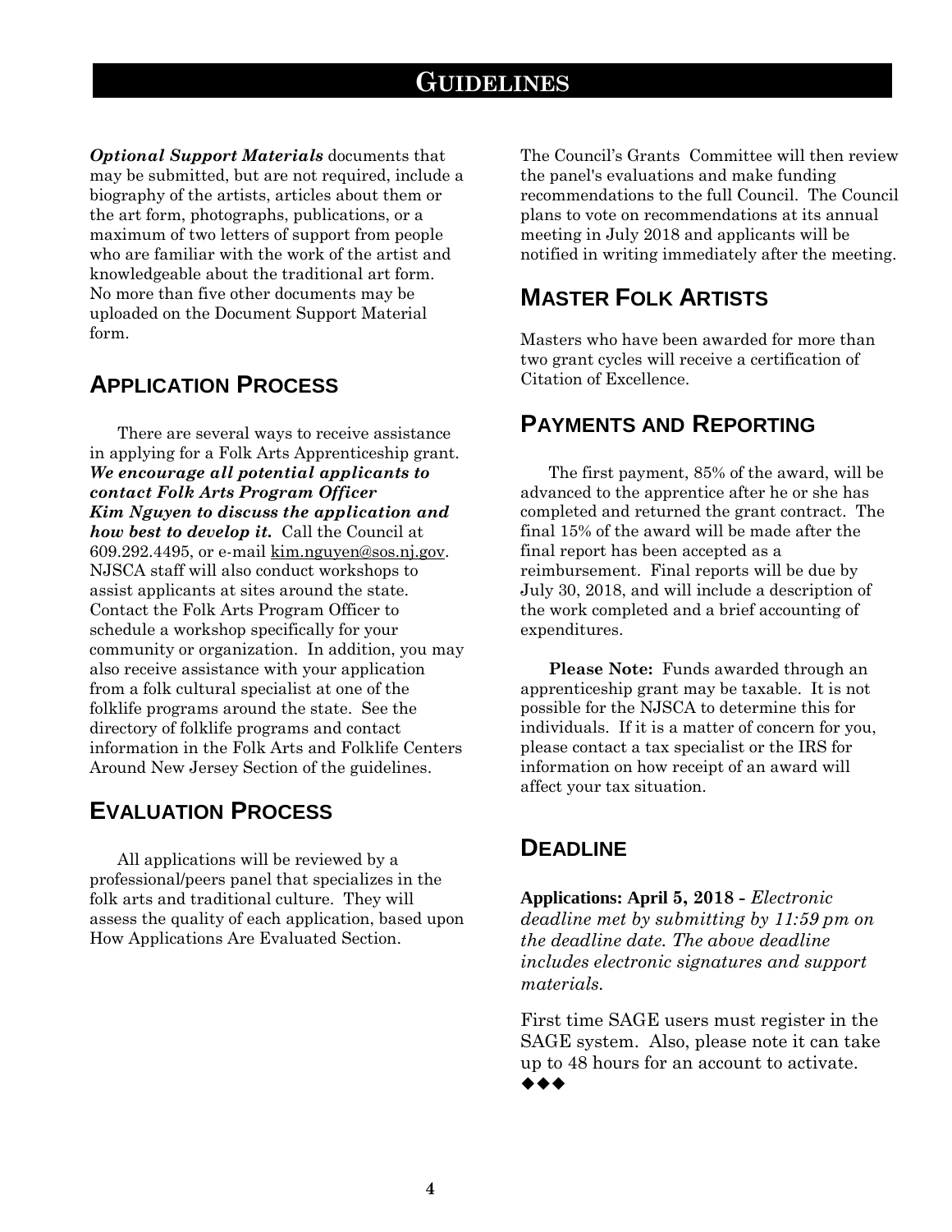# GUIDELINES

***Optional Support Materials*** documents that may be submitted, but are not required, include a biography of the artists, articles about them or the art form, photographs, publications, or a maximum of two letters of support from people who are familiar with the work of the artist and knowledgeable about the traditional art form. No more than five other documents may be uploaded on the Document Support Material form.

## APPLICATION PROCESS

There are several ways to receive assistance in applying for a Folk Arts Apprenticeship grant. ***We encourage all potential applicants to contact Folk Arts Program Officer Kim Nguyen to discuss the application and how best to develop it.*** Call the Council at 609.292.4495, or e-mail kim.nguyen@sos.nj.gov. NJSCA staff will also conduct workshops to assist applicants at sites around the state. Contact the Folk Arts Program Officer to schedule a workshop specifically for your community or organization. In addition, you may also receive assistance with your application from a folk cultural specialist at one of the folklife programs around the state. See the directory of folklife programs and contact information in the Folk Arts and Folklife Centers Around New Jersey Section of the guidelines.

## EVALUATION PROCESS

All applications will be reviewed by a professional/peers panel that specializes in the folk arts and traditional culture. They will assess the quality of each application, based upon How Applications Are Evaluated Section.

The Council's Grants Committee will then review the panel's evaluations and make funding recommendations to the full Council. The Council plans to vote on recommendations at its annual meeting in July 2018 and applicants will be notified in writing immediately after the meeting.

## MASTER FOLK ARTISTS

Masters who have been awarded for more than two grant cycles will receive a certification of Citation of Excellence.

## PAYMENTS AND REPORTING

The first payment, 85% of the award, will be advanced to the apprentice after he or she has completed and returned the grant contract. The final 15% of the award will be made after the final report has been accepted as a reimbursement. Final reports will be due by July 30, 2018, and will include a description of the work completed and a brief accounting of expenditures.

**Please Note:** Funds awarded through an apprenticeship grant may be taxable. It is not possible for the NJSCA to determine this for individuals. If it is a matter of concern for you, please contact a tax specialist or the IRS for information on how receipt of an award will affect your tax situation.

## DEADLINE

**Applications: April 5, 2018 -** *Electronic deadline met by submitting by 11:59 pm on the deadline date. The above deadline includes electronic signatures and support materials.*

First time SAGE users must register in the SAGE system. Also, please note it can take up to 48 hours for an account to activate.
◆◆◆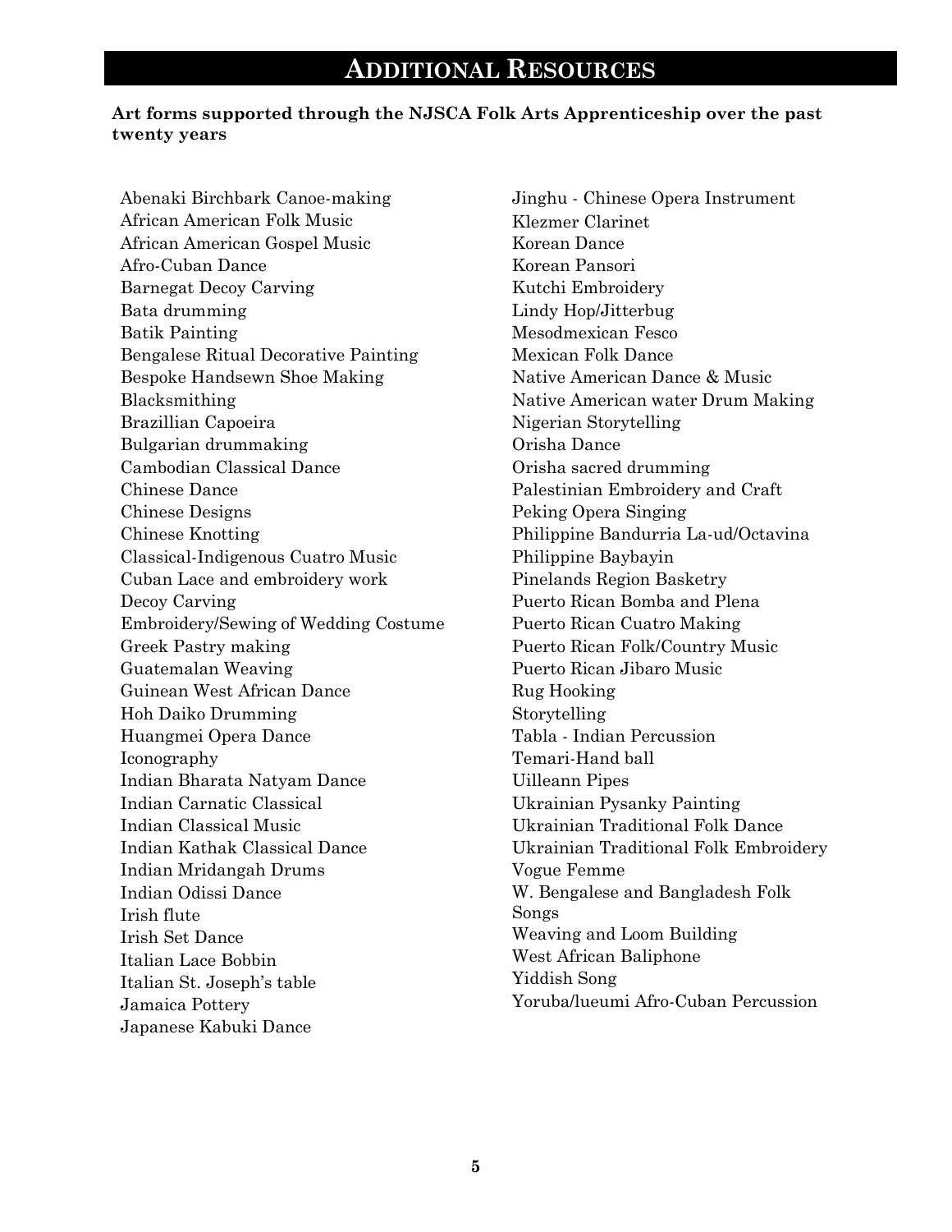# ADDITIONAL RESOURCES

**Art forms supported through the NJSCA Folk Arts Apprenticeship over the past twenty years**

- Abenaki Birchbark Canoe-making
- African American Folk Music
- African American Gospel Music
- Afro-Cuban Dance
- Barnegat Decoy Carving
- Bata drumming
- Batik Painting
- Bengalese Ritual Decorative Painting
- Bespoke Handsewn Shoe Making
- Blacksmithing
- Brazillian Capoeira
- Bulgarian drummaking
- Cambodian Classical Dance
- Chinese Dance
- Chinese Designs
- Chinese Knotting
- Classical-Indigenous Cuatro Music
- Cuban Lace and embroidery work
- Decoy Carving
- Embroidery/Sewing of Wedding Costume
- Greek Pastry making
- Guatemalan Weaving
- Guinean West African Dance
- Hoh Daiko Drumming
- Huangmei Opera Dance
- Iconography
- Indian Bharata Natyam Dance
- Indian Carnatic Classical
- Indian Classical Music
- Indian Kathak Classical Dance
- Indian Mridangah Drums
- Indian Odissi Dance
- Irish flute
- Irish Set Dance
- Italian Lace Bobbin
- Italian St. Joseph's table
- Jamaica Pottery
- Japanese Kabuki Dance
- Jinghu - Chinese Opera Instrument
- Klezmer Clarinet
- Korean Dance
- Korean Pansori
- Kutchi Embroidery
- Lindy Hop/Jitterbug
- Mesodmexican Fesco
- Mexican Folk Dance
- Native American Dance & Music
- Native American water Drum Making
- Nigerian Storytelling
- Orisha Dance
- Orisha sacred drumming
- Palestinian Embroidery and Craft
- Peking Opera Singing
- Philippine Bandurria La-ud/Octavina
- Philippine Baybayin
- Pinelands Region Basketry
- Puerto Rican Bomba and Plena
- Puerto Rican Cuatro Making
- Puerto Rican Folk/Country Music
- Puerto Rican Jibaro Music
- Rug Hooking
- Storytelling
- Tabla - Indian Percussion
- Temari-Hand ball
- Uilleann Pipes
- Ukrainian Pysanky Painting
- Ukrainian Traditional Folk Dance
- Ukrainian Traditional Folk Embroidery
- Vogue Femme
- W. Bengalese and Bangladesh Folk Songs
- Weaving and Loom Building
- West African Baliphone
- Yiddish Song
- Yoruba/lueumi Afro-Cuban Percussion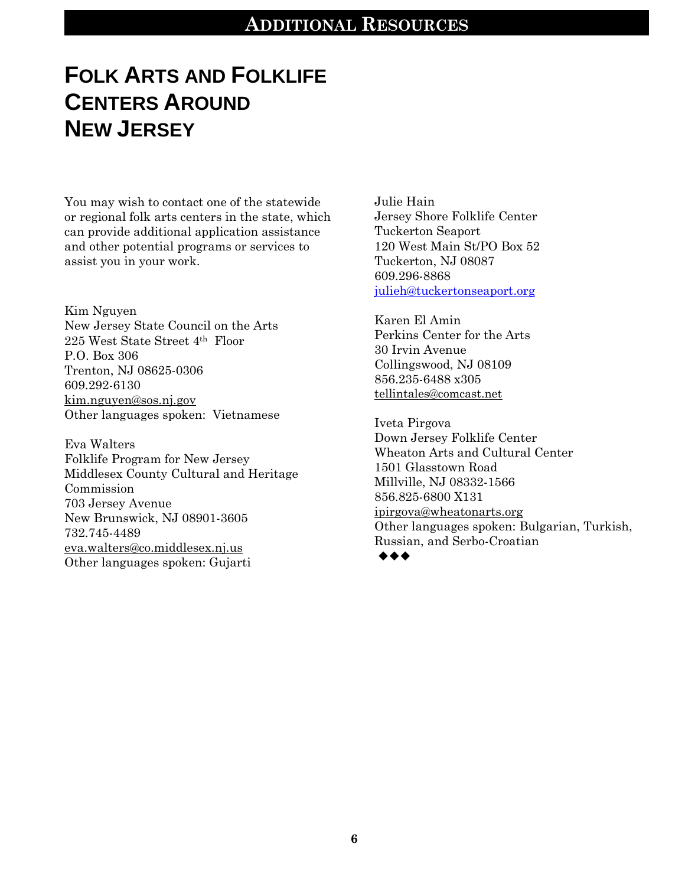## ADDITIONAL RESOURCES

# FOLK ARTS AND FOLKLIFE CENTERS AROUND NEW JERSEY

You may wish to contact one of the statewide or regional folk arts centers in the state, which can provide additional application assistance and other potential programs or services to assist you in your work.

Kim Nguyen
New Jersey State Council on the Arts
225 West State Street 4th Floor
P.O. Box 306
Trenton, NJ 08625-0306
609.292-6130
kim.nguyen@sos.nj.gov
Other languages spoken: Vietnamese

Eva Walters
Folklife Program for New Jersey
Middlesex County Cultural and Heritage Commission
703 Jersey Avenue
New Brunswick, NJ 08901-3605
732.745-4489
eva.walters@co.middlesex.nj.us
Other languages spoken: Gujarti

Julie Hain
Jersey Shore Folklife Center
Tuckerton Seaport
120 West Main St/PO Box 52
Tuckerton, NJ 08087
609.296-8868
julieh@tuckertonseaport.org

Karen El Amin
Perkins Center for the Arts
30 Irvin Avenue
Collingswood, NJ 08109
856.235-6488 x305
tellintales@comcast.net

Iveta Pirgova
Down Jersey Folklife Center
Wheaton Arts and Cultural Center
1501 Glasstown Road
Millville, NJ 08332-1566
856.825-6800 X131
ipirgova@wheatonarts.org
Other languages spoken: Bulgarian, Turkish, Russian, and Serbo-Croatian

◆◆◆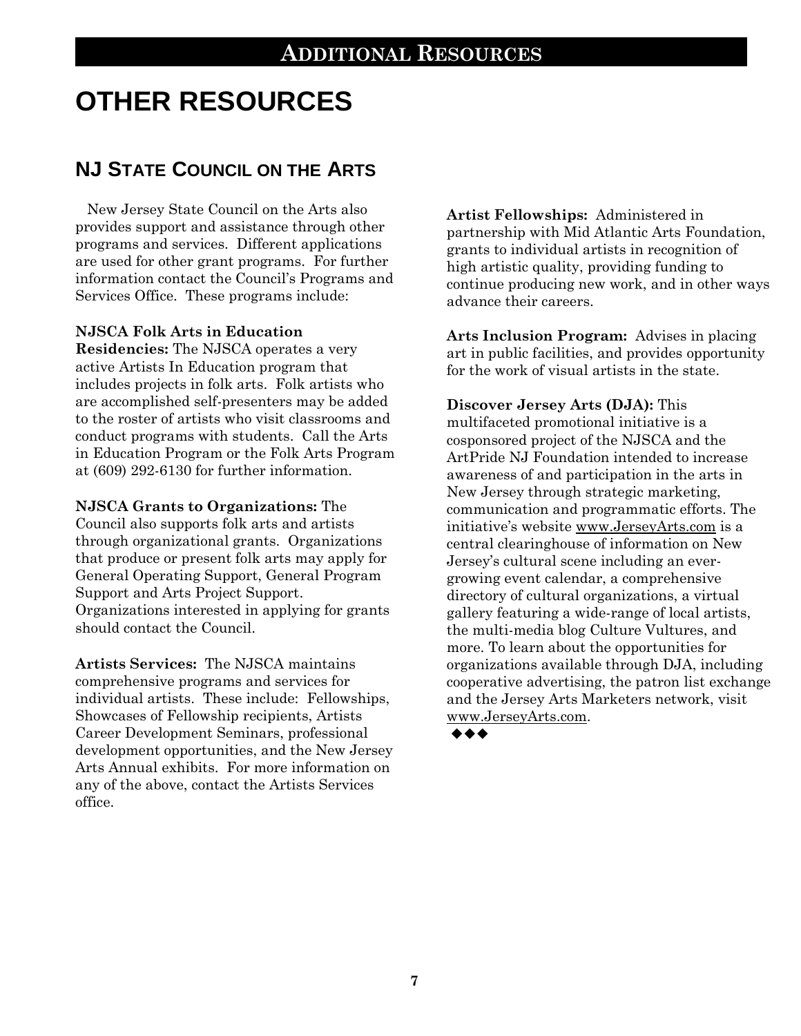# OTHER RESOURCES

## NJ STATE COUNCIL ON THE ARTS

New Jersey State Council on the Arts also provides support and assistance through other programs and services. Different applications are used for other grant programs. For further information contact the Council's Programs and Services Office. These programs include:

**NJSCA Folk Arts in Education Residencies:** The NJSCA operates a very active Artists In Education program that includes projects in folk arts. Folk artists who are accomplished self-presenters may be added to the roster of artists who visit classrooms and conduct programs with students. Call the Arts in Education Program or the Folk Arts Program at (609) 292-6130 for further information.

**NJSCA Grants to Organizations:** The Council also supports folk arts and artists through organizational grants. Organizations that produce or present folk arts may apply for General Operating Support, General Program Support and Arts Project Support. Organizations interested in applying for grants should contact the Council.

**Artists Services:** The NJSCA maintains comprehensive programs and services for individual artists. These include: Fellowships, Showcases of Fellowship recipients, Artists Career Development Seminars, professional development opportunities, and the New Jersey Arts Annual exhibits. For more information on any of the above, contact the Artists Services office.

**Artist Fellowships:** Administered in partnership with Mid Atlantic Arts Foundation, grants to individual artists in recognition of high artistic quality, providing funding to continue producing new work, and in other ways advance their careers.

**Arts Inclusion Program:** Advises in placing art in public facilities, and provides opportunity for the work of visual artists in the state.

**Discover Jersey Arts (DJA):** This multifaceted promotional initiative is a cosponsored project of the NJSCA and the ArtPride NJ Foundation intended to increase awareness of and participation in the arts in New Jersey through strategic marketing, communication and programmatic efforts. The initiative's website www.JerseyArts.com is a central clearinghouse of information on New Jersey's cultural scene including an ever-growing event calendar, a comprehensive directory of cultural organizations, a virtual gallery featuring a wide-range of local artists, the multi-media blog Culture Vultures, and more. To learn about the opportunities for organizations available through DJA, including cooperative advertising, the patron list exchange and the Jersey Arts Marketers network, visit www.JerseyArts.com.

◆◆◆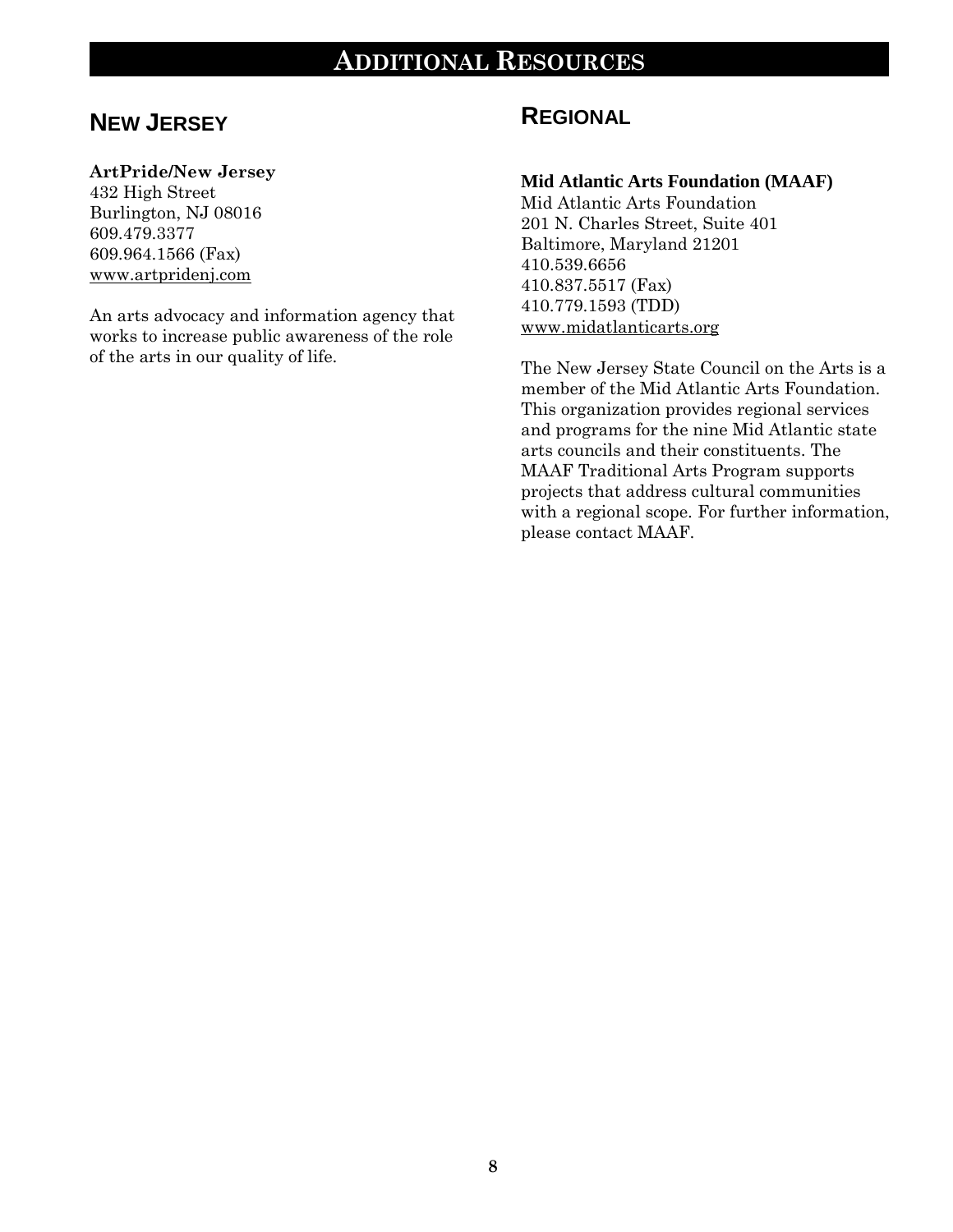# Additional Resources

## New Jersey

**ArtPride/New Jersey**
432 High Street
Burlington, NJ 08016
609.479.3377
609.964.1566 (Fax)
www.artpridenj.com

An arts advocacy and information agency that works to increase public awareness of the role of the arts in our quality of life.

## Regional

**Mid Atlantic Arts Foundation (MAAF)**
Mid Atlantic Arts Foundation
201 N. Charles Street, Suite 401
Baltimore, Maryland 21201
410.539.6656
410.837.5517 (Fax)
410.779.1593 (TDD)
www.midatlanticarts.org

The New Jersey State Council on the Arts is a member of the Mid Atlantic Arts Foundation. This organization provides regional services and programs for the nine Mid Atlantic state arts councils and their constituents. The MAAF Traditional Arts Program supports projects that address cultural communities with a regional scope. For further information, please contact MAAF.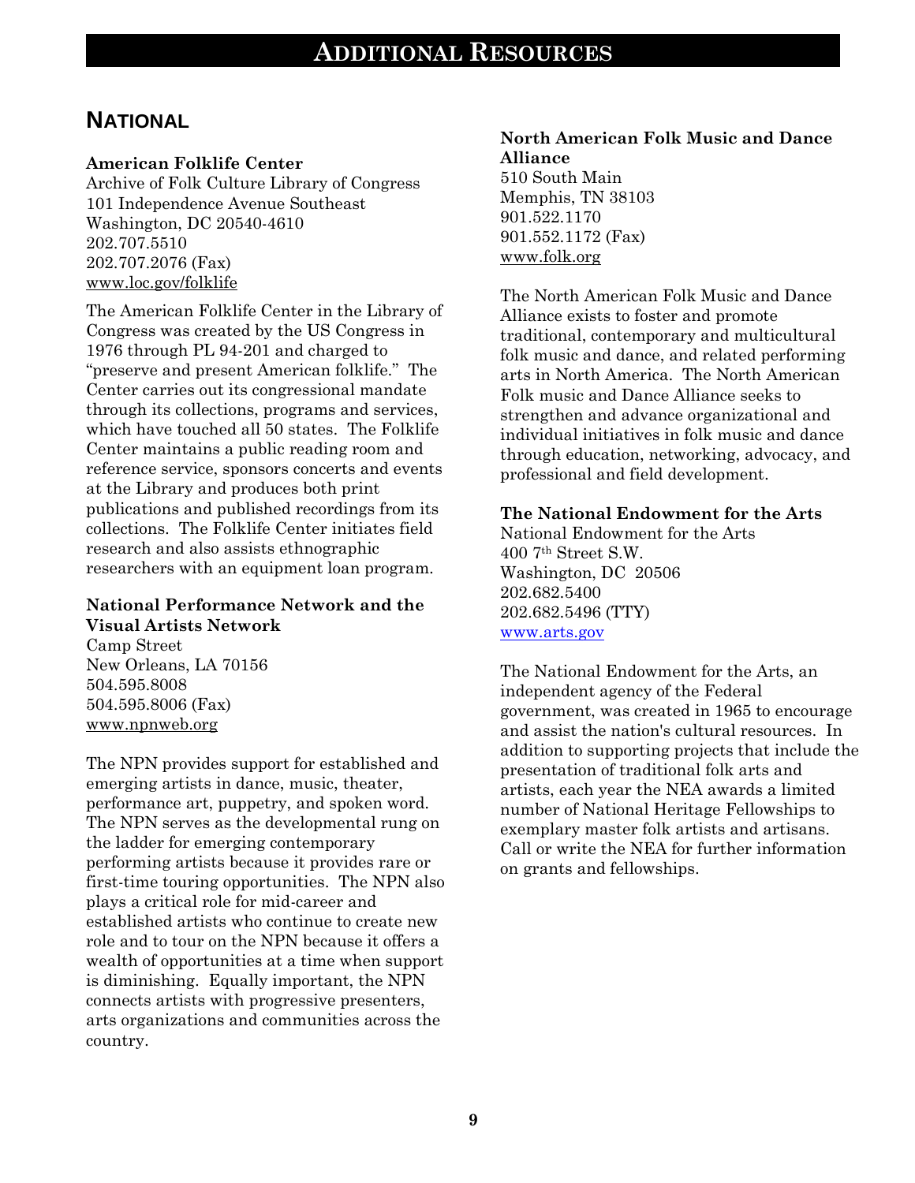# ADDITIONAL RESOURCES

## NATIONAL

**American Folklife Center**
Archive of Folk Culture Library of Congress
101 Independence Avenue Southeast
Washington, DC 20540-4610
202.707.5510
202.707.2076 (Fax)
www.loc.gov/folklife

The American Folklife Center in the Library of Congress was created by the US Congress in 1976 through PL 94-201 and charged to "preserve and present American folklife." The Center carries out its congressional mandate through its collections, programs and services, which have touched all 50 states. The Folklife Center maintains a public reading room and reference service, sponsors concerts and events at the Library and produces both print publications and published recordings from its collections. The Folklife Center initiates field research and also assists ethnographic researchers with an equipment loan program.

**National Performance Network and the Visual Artists Network**
Camp Street
New Orleans, LA 70156
504.595.8008
504.595.8006 (Fax)
www.npnweb.org

The NPN provides support for established and emerging artists in dance, music, theater, performance art, puppetry, and spoken word. The NPN serves as the developmental rung on the ladder for emerging contemporary performing artists because it provides rare or first-time touring opportunities. The NPN also plays a critical role for mid-career and established artists who continue to create new role and to tour on the NPN because it offers a wealth of opportunities at a time when support is diminishing. Equally important, the NPN connects artists with progressive presenters, arts organizations and communities across the country.

**North American Folk Music and Dance Alliance**
510 South Main
Memphis, TN 38103
901.522.1170
901.552.1172 (Fax)
www.folk.org

The North American Folk Music and Dance Alliance exists to foster and promote traditional, contemporary and multicultural folk music and dance, and related performing arts in North America. The North American Folk music and Dance Alliance seeks to strengthen and advance organizational and individual initiatives in folk music and dance through education, networking, advocacy, and professional and field development.

**The National Endowment for the Arts**
National Endowment for the Arts
400 7th Street S.W.
Washington, DC 20506
202.682.5400
202.682.5496 (TTY)
www.arts.gov

The National Endowment for the Arts, an independent agency of the Federal government, was created in 1965 to encourage and assist the nation's cultural resources. In addition to supporting projects that include the presentation of traditional folk arts and artists, each year the NEA awards a limited number of National Heritage Fellowships to exemplary master folk artists and artisans. Call or write the NEA for further information on grants and fellowships.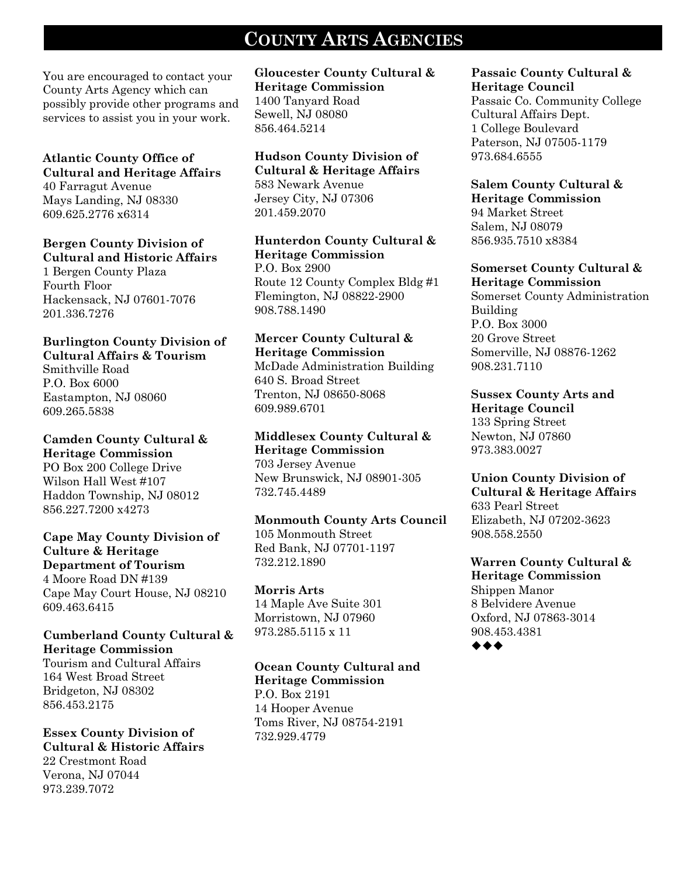# County Arts Agencies

You are encouraged to contact your County Arts Agency which can possibly provide other programs and services to assist you in your work.

**Atlantic County Office of Cultural and Heritage Affairs**
40 Farragut Avenue
Mays Landing, NJ 08330
609.625.2776 x6314

**Bergen County Division of Cultural and Historic Affairs**
1 Bergen County Plaza
Fourth Floor
Hackensack, NJ 07601-7076
201.336.7276

**Burlington County Division of Cultural Affairs & Tourism**
Smithville Road
P.O. Box 6000
Eastampton, NJ 08060
609.265.5838

**Camden County Cultural & Heritage Commission**
PO Box 200 College Drive
Wilson Hall West #107
Haddon Township, NJ 08012
856.227.7200 x4273

**Cape May County Division of Culture & Heritage Department of Tourism**
4 Moore Road DN #139
Cape May Court House, NJ 08210
609.463.6415

**Cumberland County Cultural & Heritage Commission**
Tourism and Cultural Affairs
164 West Broad Street
Bridgeton, NJ 08302
856.453.2175

**Essex County Division of Cultural & Historic Affairs**
22 Crestmont Road
Verona, NJ 07044
973.239.7072

**Gloucester County Cultural & Heritage Commission**
1400 Tanyard Road
Sewell, NJ 08080
856.464.5214

**Hudson County Division of Cultural & Heritage Affairs**
583 Newark Avenue
Jersey City, NJ 07306
201.459.2070

**Hunterdon County Cultural & Heritage Commission**
P.O. Box 2900
Route 12 County Complex Bldg #1
Flemington, NJ 08822-2900
908.788.1490

**Mercer County Cultural & Heritage Commission**
McDade Administration Building
640 S. Broad Street
Trenton, NJ 08650-8068
609.989.6701

**Middlesex County Cultural & Heritage Commission**
703 Jersey Avenue
New Brunswick, NJ 08901-305
732.745.4489

**Monmouth County Arts Council**
105 Monmouth Street
Red Bank, NJ 07701-1197
732.212.1890

**Morris Arts**
14 Maple Ave Suite 301
Morristown, NJ 07960
973.285.5115 x 11

**Ocean County Cultural and Heritage Commission**
P.O. Box 2191
14 Hooper Avenue
Toms River, NJ 08754-2191
732.929.4779

**Passaic County Cultural & Heritage Council**
Passaic Co. Community College
Cultural Affairs Dept.
1 College Boulevard
Paterson, NJ 07505-1179
973.684.6555

**Salem County Cultural & Heritage Commission**
94 Market Street
Salem, NJ 08079
856.935.7510 x8384

**Somerset County Cultural & Heritage Commission**
Somerset County Administration Building
P.O. Box 3000
20 Grove Street
Somerville, NJ 08876-1262
908.231.7110

**Sussex County Arts and Heritage Council**
133 Spring Street
Newton, NJ 07860
973.383.0027

**Union County Division of Cultural & Heritage Affairs**
633 Pearl Street
Elizabeth, NJ 07202-3623
908.558.2550

**Warren County Cultural & Heritage Commission**
Shippen Manor
8 Belvidere Avenue
Oxford, NJ 07863-3014
908.453.4381

◆◆◆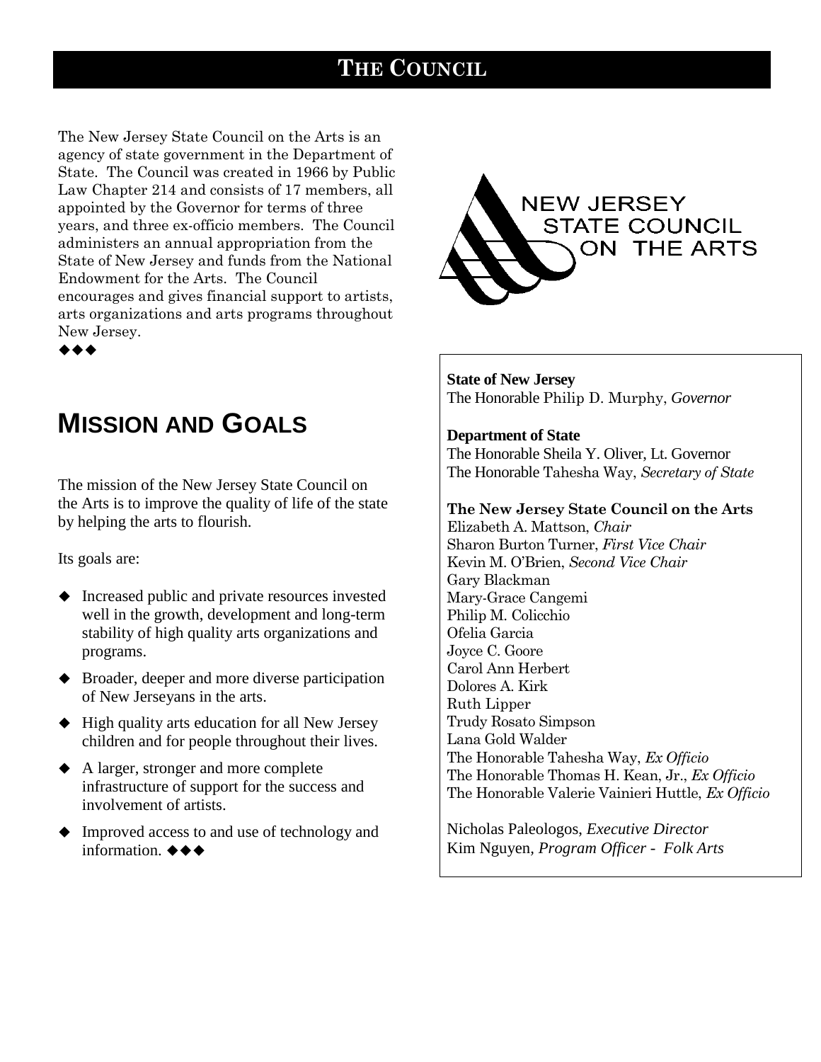## THE COUNCIL

The New Jersey State Council on the Arts is an agency of state government in the Department of State. The Council was created in 1966 by Public Law Chapter 214 and consists of 17 members, all appointed by the Governor for terms of three years, and three ex-officio members. The Council administers an annual appropriation from the State of New Jersey and funds from the National Endowment for the Arts. The Council encourages and gives financial support to artists, arts organizations and arts programs throughout New Jersey.

◆◆◆

NEW JERSEY STATE COUNCIL ON THE ARTS

# MISSION AND GOALS

The mission of the New Jersey State Council on the Arts is to improve the quality of life of the state by helping the arts to flourish.

Its goals are:

- Increased public and private resources invested well in the growth, development and long-term stability of high quality arts organizations and programs.
- Broader, deeper and more diverse participation of New Jerseyans in the arts.
- High quality arts education for all New Jersey children and for people throughout their lives.
- A larger, stronger and more complete infrastructure of support for the success and involvement of artists.
- Improved access to and use of technology and information. ◆◆◆

**State of New Jersey**
The Honorable Philip D. Murphy, *Governor*

**Department of State**
The Honorable Sheila Y. Oliver, Lt. Governor
The Honorable Tahesha Way, *Secretary of State*

**The New Jersey State Council on the Arts**
Elizabeth A. Mattson, *Chair*
Sharon Burton Turner, *First Vice Chair*
Kevin M. O'Brien, *Second Vice Chair*
Gary Blackman
Mary-Grace Cangemi
Philip M. Colicchio
Ofelia Garcia
Joyce C. Goore
Carol Ann Herbert
Dolores A. Kirk
Ruth Lipper
Trudy Rosato Simpson
Lana Gold Walder
The Honorable Tahesha Way, *Ex Officio*
The Honorable Thomas H. Kean, Jr., *Ex Officio*
The Honorable Valerie Vainieri Huttle, *Ex Officio*

Nicholas Paleologos, *Executive Director*
Kim Nguyen, *Program Officer - Folk Arts*